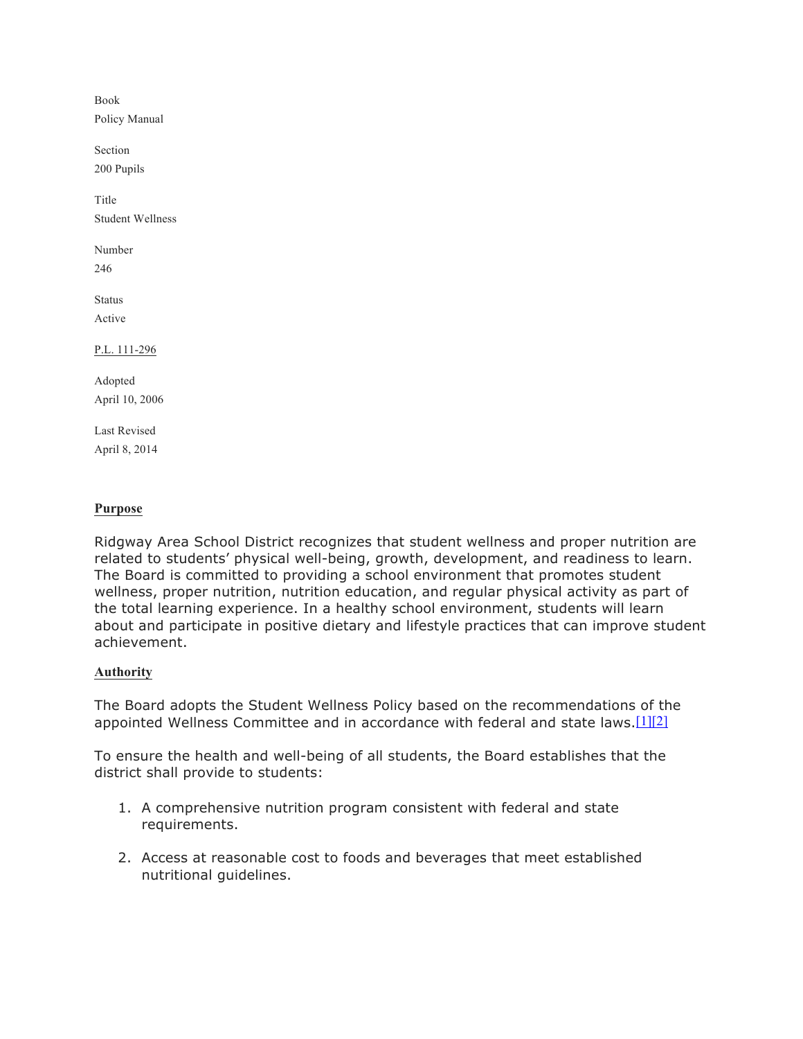Book
Policy Manual

Section
200 Pupils

Title
Student Wellness

Number
246

Status
Active

P.L. 111-296

Adopted
April 10, 2006

Last Revised
April 8, 2014

## Purpose

Ridgway Area School District recognizes that student wellness and proper nutrition are related to students' physical well-being, growth, development, and readiness to learn. The Board is committed to providing a school environment that promotes student wellness, proper nutrition, nutrition education, and regular physical activity as part of the total learning experience. In a healthy school environment, students will learn about and participate in positive dietary and lifestyle practices that can improve student achievement.

## Authority

The Board adopts the Student Wellness Policy based on the recommendations of the appointed Wellness Committee and in accordance with federal and state laws.[1][2]

To ensure the health and well-being of all students, the Board establishes that the district shall provide to students:

1. A comprehensive nutrition program consistent with federal and state requirements.

2. Access at reasonable cost to foods and beverages that meet established nutritional guidelines.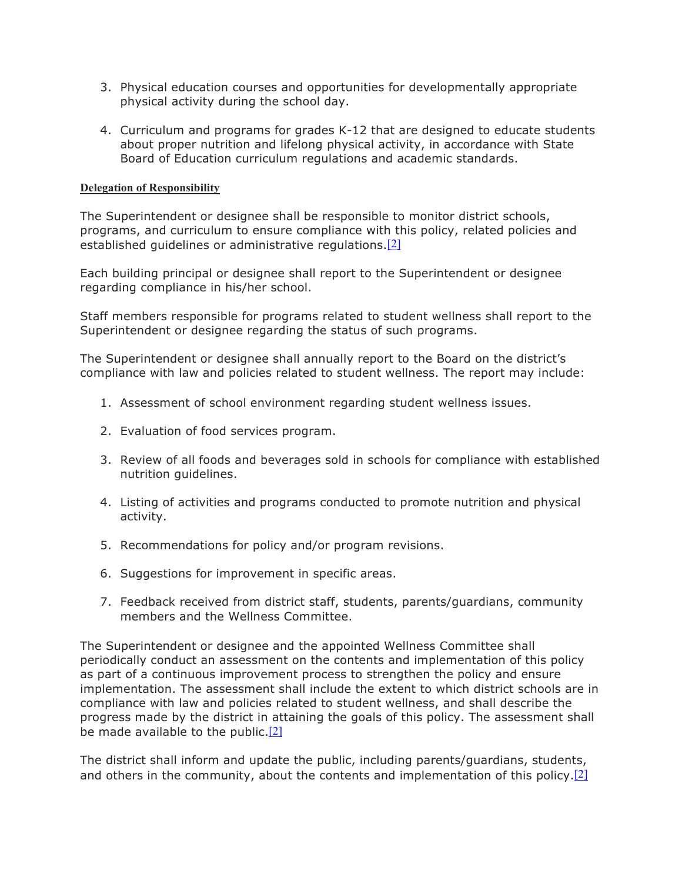3. Physical education courses and opportunities for developmentally appropriate physical activity during the school day.

4. Curriculum and programs for grades K-12 that are designed to educate students about proper nutrition and lifelong physical activity, in accordance with State Board of Education curriculum regulations and academic standards.

**Delegation of Responsibility**

The Superintendent or designee shall be responsible to monitor district schools, programs, and curriculum to ensure compliance with this policy, related policies and established guidelines or administrative regulations.[2]

Each building principal or designee shall report to the Superintendent or designee regarding compliance in his/her school.

Staff members responsible for programs related to student wellness shall report to the Superintendent or designee regarding the status of such programs.

The Superintendent or designee shall annually report to the Board on the district's compliance with law and policies related to student wellness. The report may include:

1. Assessment of school environment regarding student wellness issues.

2. Evaluation of food services program.

3. Review of all foods and beverages sold in schools for compliance with established nutrition guidelines.

4. Listing of activities and programs conducted to promote nutrition and physical activity.

5. Recommendations for policy and/or program revisions.

6. Suggestions for improvement in specific areas.

7. Feedback received from district staff, students, parents/guardians, community members and the Wellness Committee.

The Superintendent or designee and the appointed Wellness Committee shall periodically conduct an assessment on the contents and implementation of this policy as part of a continuous improvement process to strengthen the policy and ensure implementation. The assessment shall include the extent to which district schools are in compliance with law and policies related to student wellness, and shall describe the progress made by the district in attaining the goals of this policy. The assessment shall be made available to the public.[2]

The district shall inform and update the public, including parents/guardians, students, and others in the community, about the contents and implementation of this policy.[2]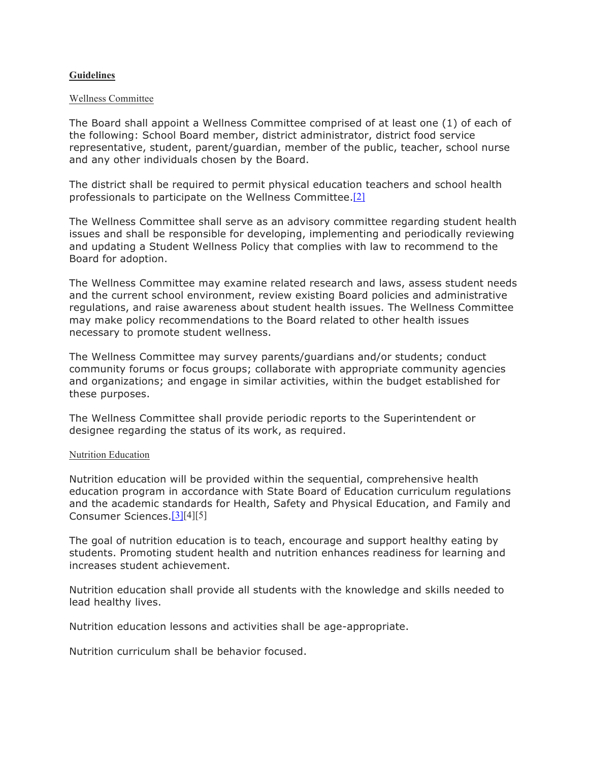**Guidelines**

Wellness Committee

The Board shall appoint a Wellness Committee comprised of at least one (1) of each of the following: School Board member, district administrator, district food service representative, student, parent/guardian, member of the public, teacher, school nurse and any other individuals chosen by the Board.

The district shall be required to permit physical education teachers and school health professionals to participate on the Wellness Committee.[2]

The Wellness Committee shall serve as an advisory committee regarding student health issues and shall be responsible for developing, implementing and periodically reviewing and updating a Student Wellness Policy that complies with law to recommend to the Board for adoption.

The Wellness Committee may examine related research and laws, assess student needs and the current school environment, review existing Board policies and administrative regulations, and raise awareness about student health issues. The Wellness Committee may make policy recommendations to the Board related to other health issues necessary to promote student wellness.

The Wellness Committee may survey parents/guardians and/or students; conduct community forums or focus groups; collaborate with appropriate community agencies and organizations; and engage in similar activities, within the budget established for these purposes.

The Wellness Committee shall provide periodic reports to the Superintendent or designee regarding the status of its work, as required.

Nutrition Education

Nutrition education will be provided within the sequential, comprehensive health education program in accordance with State Board of Education curriculum regulations and the academic standards for Health, Safety and Physical Education, and Family and Consumer Sciences.[3][4][5]

The goal of nutrition education is to teach, encourage and support healthy eating by students. Promoting student health and nutrition enhances readiness for learning and increases student achievement.

Nutrition education shall provide all students with the knowledge and skills needed to lead healthy lives.

Nutrition education lessons and activities shall be age-appropriate.

Nutrition curriculum shall be behavior focused.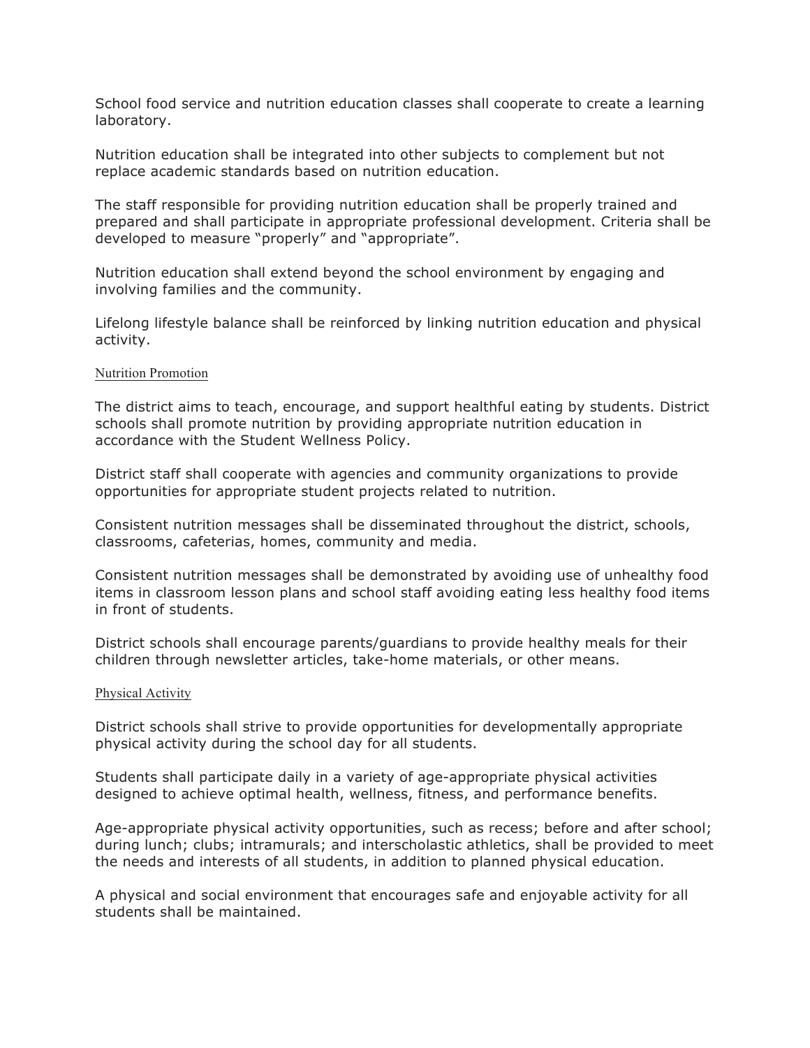School food service and nutrition education classes shall cooperate to create a learning laboratory.

Nutrition education shall be integrated into other subjects to complement but not replace academic standards based on nutrition education.

The staff responsible for providing nutrition education shall be properly trained and prepared and shall participate in appropriate professional development. Criteria shall be developed to measure "properly" and "appropriate".

Nutrition education shall extend beyond the school environment by engaging and involving families and the community.

Lifelong lifestyle balance shall be reinforced by linking nutrition education and physical activity.

## Nutrition Promotion

The district aims to teach, encourage, and support healthful eating by students. District schools shall promote nutrition by providing appropriate nutrition education in accordance with the Student Wellness Policy.

District staff shall cooperate with agencies and community organizations to provide opportunities for appropriate student projects related to nutrition.

Consistent nutrition messages shall be disseminated throughout the district, schools, classrooms, cafeterias, homes, community and media.

Consistent nutrition messages shall be demonstrated by avoiding use of unhealthy food items in classroom lesson plans and school staff avoiding eating less healthy food items in front of students.

District schools shall encourage parents/guardians to provide healthy meals for their children through newsletter articles, take-home materials, or other means.

## Physical Activity

District schools shall strive to provide opportunities for developmentally appropriate physical activity during the school day for all students.

Students shall participate daily in a variety of age-appropriate physical activities designed to achieve optimal health, wellness, fitness, and performance benefits.

Age-appropriate physical activity opportunities, such as recess; before and after school; during lunch; clubs; intramurals; and interscholastic athletics, shall be provided to meet the needs and interests of all students, in addition to planned physical education.

A physical and social environment that encourages safe and enjoyable activity for all students shall be maintained.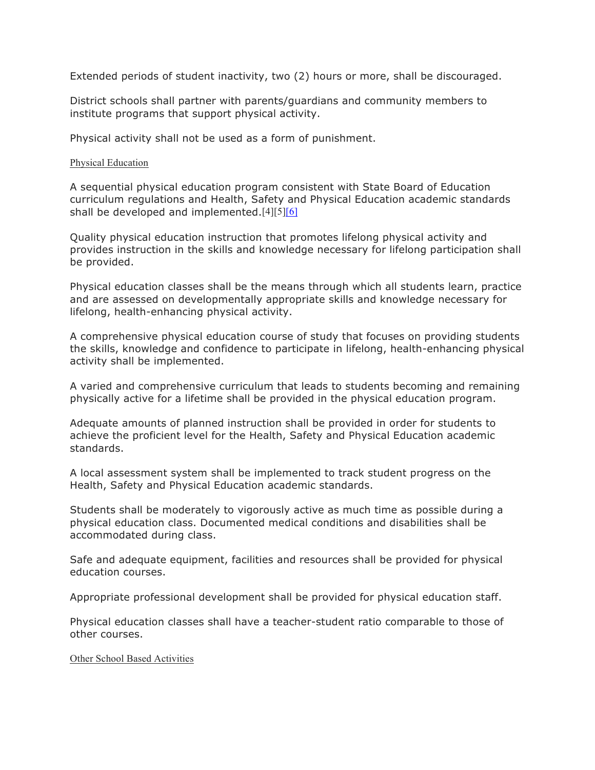Extended periods of student inactivity, two (2) hours or more, shall be discouraged.

District schools shall partner with parents/guardians and community members to institute programs that support physical activity.

Physical activity shall not be used as a form of punishment.

## Physical Education

A sequential physical education program consistent with State Board of Education curriculum regulations and Health, Safety and Physical Education academic standards shall be developed and implemented.[4][5][6]

Quality physical education instruction that promotes lifelong physical activity and provides instruction in the skills and knowledge necessary for lifelong participation shall be provided.

Physical education classes shall be the means through which all students learn, practice and are assessed on developmentally appropriate skills and knowledge necessary for lifelong, health-enhancing physical activity.

A comprehensive physical education course of study that focuses on providing students the skills, knowledge and confidence to participate in lifelong, health-enhancing physical activity shall be implemented.

A varied and comprehensive curriculum that leads to students becoming and remaining physically active for a lifetime shall be provided in the physical education program.

Adequate amounts of planned instruction shall be provided in order for students to achieve the proficient level for the Health, Safety and Physical Education academic standards.

A local assessment system shall be implemented to track student progress on the Health, Safety and Physical Education academic standards.

Students shall be moderately to vigorously active as much time as possible during a physical education class. Documented medical conditions and disabilities shall be accommodated during class.

Safe and adequate equipment, facilities and resources shall be provided for physical education courses.

Appropriate professional development shall be provided for physical education staff.

Physical education classes shall have a teacher-student ratio comparable to those of other courses.

## Other School Based Activities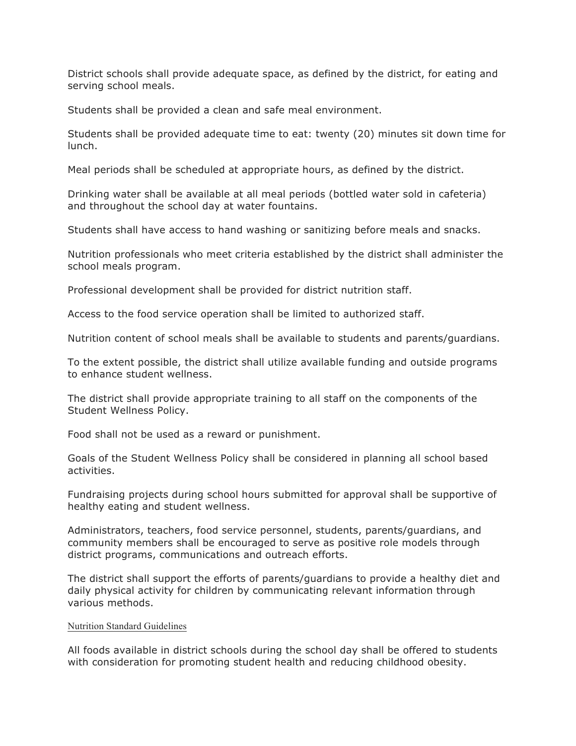District schools shall provide adequate space, as defined by the district, for eating and serving school meals.

Students shall be provided a clean and safe meal environment.

Students shall be provided adequate time to eat: twenty (20) minutes sit down time for lunch.

Meal periods shall be scheduled at appropriate hours, as defined by the district.

Drinking water shall be available at all meal periods (bottled water sold in cafeteria) and throughout the school day at water fountains.

Students shall have access to hand washing or sanitizing before meals and snacks.

Nutrition professionals who meet criteria established by the district shall administer the school meals program.

Professional development shall be provided for district nutrition staff.

Access to the food service operation shall be limited to authorized staff.

Nutrition content of school meals shall be available to students and parents/guardians.

To the extent possible, the district shall utilize available funding and outside programs to enhance student wellness.

The district shall provide appropriate training to all staff on the components of the Student Wellness Policy.

Food shall not be used as a reward or punishment.

Goals of the Student Wellness Policy shall be considered in planning all school based activities.

Fundraising projects during school hours submitted for approval shall be supportive of healthy eating and student wellness.

Administrators, teachers, food service personnel, students, parents/guardians, and community members shall be encouraged to serve as positive role models through district programs, communications and outreach efforts.

The district shall support the efforts of parents/guardians to provide a healthy diet and daily physical activity for children by communicating relevant information through various methods.

## Nutrition Standard Guidelines

All foods available in district schools during the school day shall be offered to students with consideration for promoting student health and reducing childhood obesity.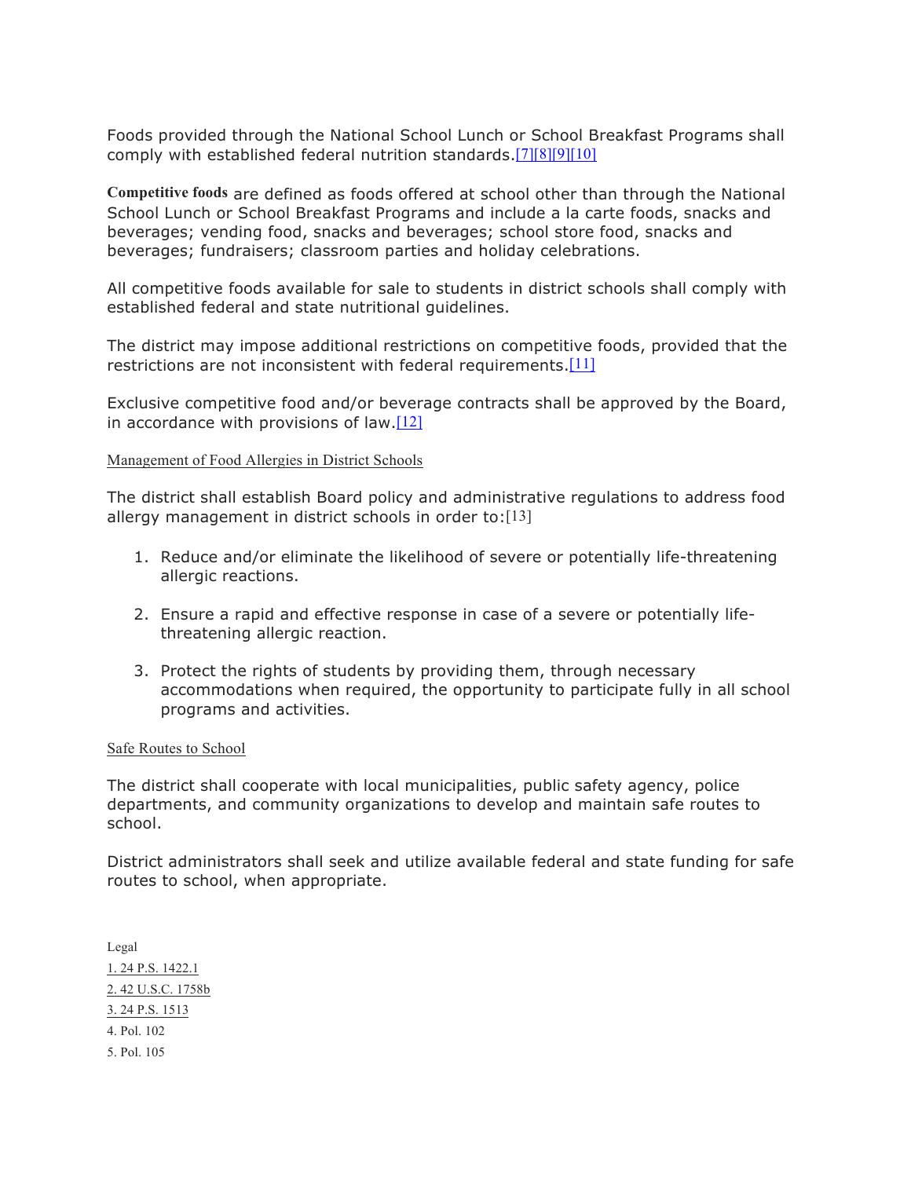Foods provided through the National School Lunch or School Breakfast Programs shall comply with established federal nutrition standards.[7][8][9][10]

**Competitive foods** are defined as foods offered at school other than through the National School Lunch or School Breakfast Programs and include a la carte foods, snacks and beverages; vending food, snacks and beverages; school store food, snacks and beverages; fundraisers; classroom parties and holiday celebrations.

All competitive foods available for sale to students in district schools shall comply with established federal and state nutritional guidelines.

The district may impose additional restrictions on competitive foods, provided that the restrictions are not inconsistent with federal requirements.[11]

Exclusive competitive food and/or beverage contracts shall be approved by the Board, in accordance with provisions of law.[12]

### Management of Food Allergies in District Schools

The district shall establish Board policy and administrative regulations to address food allergy management in district schools in order to:[13]

1. Reduce and/or eliminate the likelihood of severe or potentially life-threatening allergic reactions.
2. Ensure a rapid and effective response in case of a severe or potentially life-threatening allergic reaction.
3. Protect the rights of students by providing them, through necessary accommodations when required, the opportunity to participate fully in all school programs and activities.

### Safe Routes to School

The district shall cooperate with local municipalities, public safety agency, police departments, and community organizations to develop and maintain safe routes to school.

District administrators shall seek and utilize available federal and state funding for safe routes to school, when appropriate.

Legal

1. 24 P.S. 1422.1
2. 42 U.S.C. 1758b
3. 24 P.S. 1513
4. Pol. 102
5. Pol. 105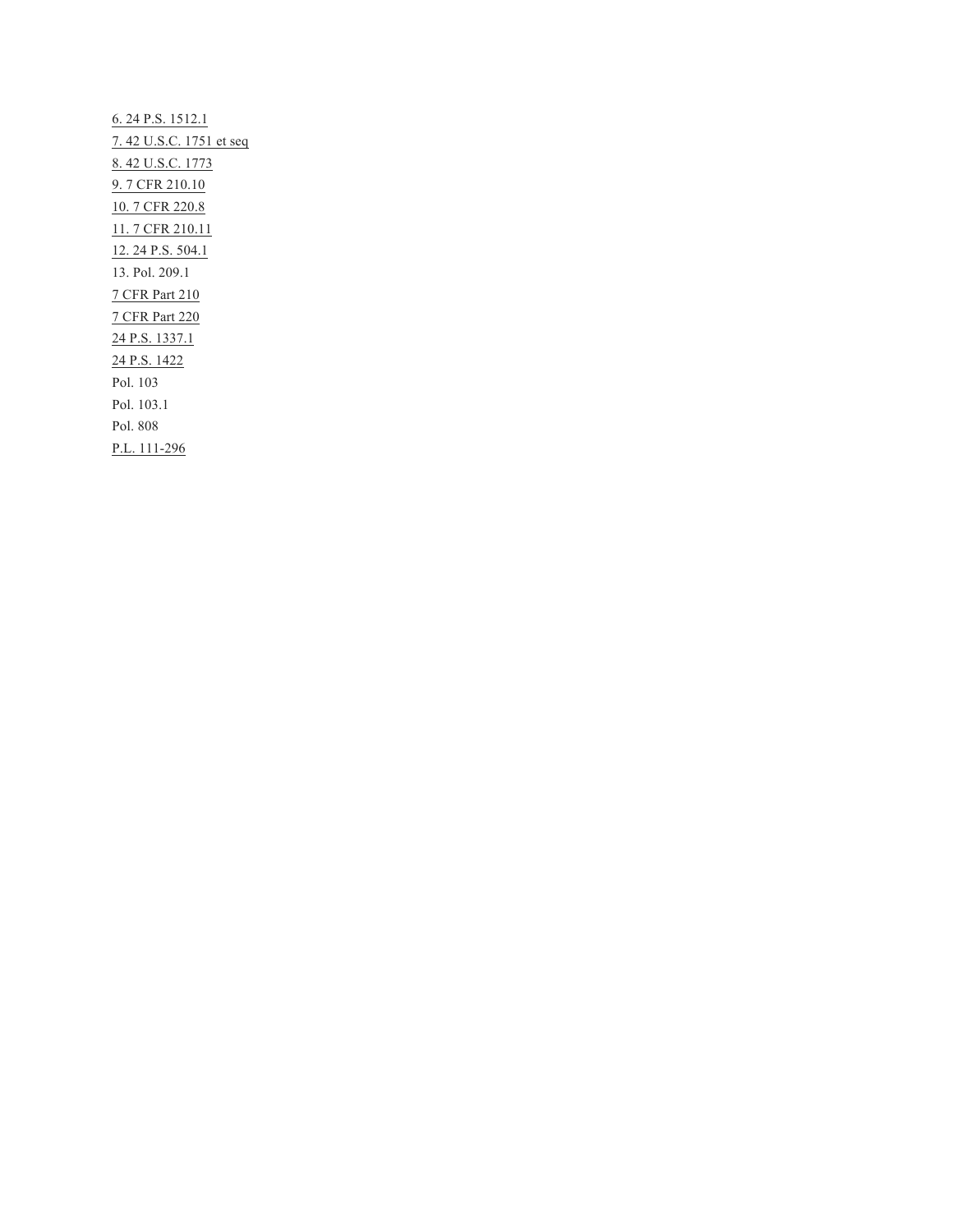6. 24 P.S. 1512.1

7. 42 U.S.C. 1751 et seq

8. 42 U.S.C. 1773

9. 7 CFR 210.10

10. 7 CFR 220.8

11. 7 CFR 210.11

12. 24 P.S. 504.1

13. Pol. 209.1

7 CFR Part 210

7 CFR Part 220

24 P.S. 1337.1

24 P.S. 1422

Pol. 103

Pol. 103.1

Pol. 808

P.L. 111-296